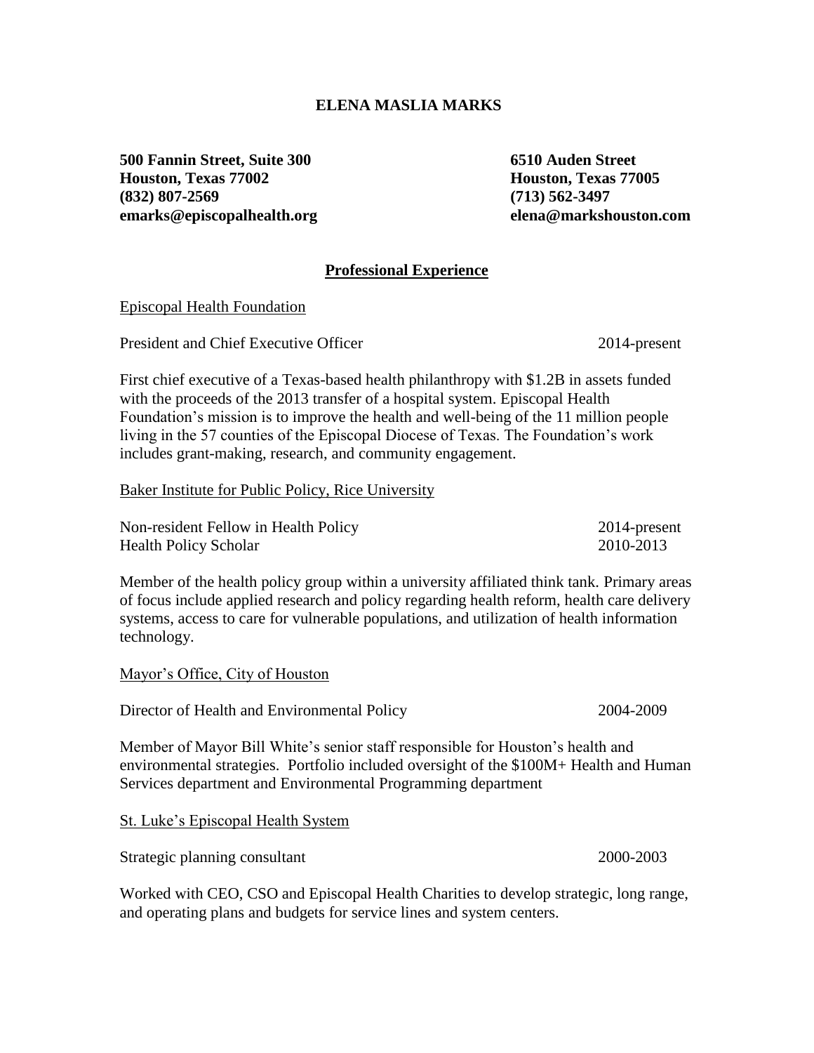# ELENA MASLIA MARKS

**500 Fannin Street, Suite 300**
**Houston, Texas 77002**
**(832) 807-2569**
**emarks@episcopalhealth.org**

**6510 Auden Street**
**Houston, Texas 77005**
**(713) 562-3497**
**elena@markshouston.com**

## Professional Experience

Episcopal Health Foundation

President and Chief Executive Officer — 2014-present

First chief executive of a Texas-based health philanthropy with $1.2B in assets funded with the proceeds of the 2013 transfer of a hospital system. Episcopal Health Foundation's mission is to improve the health and well-being of the 11 million people living in the 57 counties of the Episcopal Diocese of Texas. The Foundation's work includes grant-making, research, and community engagement.

Baker Institute for Public Policy, Rice University

Non-resident Fellow in Health Policy — 2014-present
Health Policy Scholar — 2010-2013

Member of the health policy group within a university affiliated think tank. Primary areas of focus include applied research and policy regarding health reform, health care delivery systems, access to care for vulnerable populations, and utilization of health information technology.

Mayor's Office, City of Houston

Director of Health and Environmental Policy — 2004-2009

Member of Mayor Bill White's senior staff responsible for Houston's health and environmental strategies. Portfolio included oversight of the $100M+ Health and Human Services department and Environmental Programming department

St. Luke's Episcopal Health System

Strategic planning consultant — 2000-2003

Worked with CEO, CSO and Episcopal Health Charities to develop strategic, long range, and operating plans and budgets for service lines and system centers.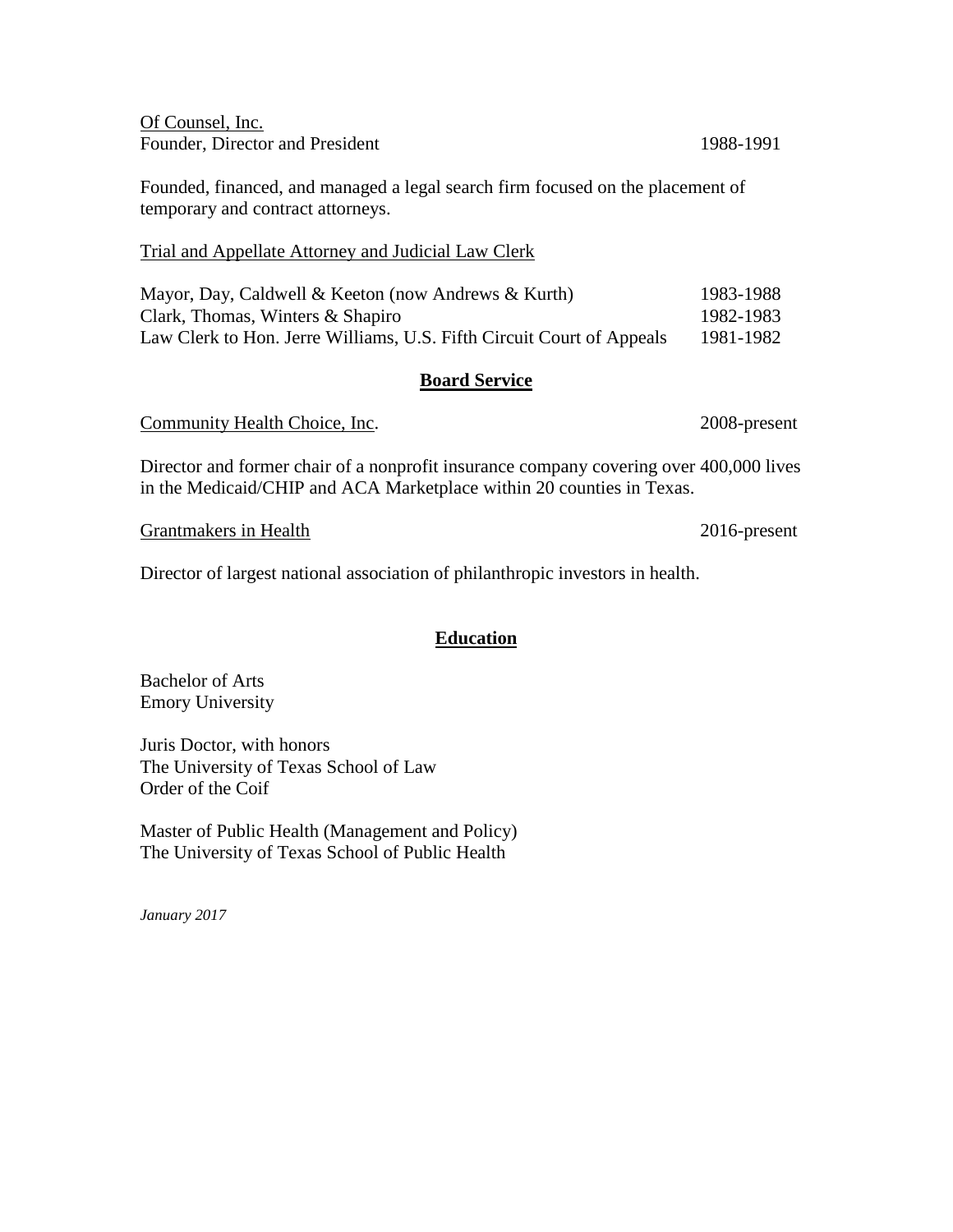Of Counsel, Inc.
Founder, Director and President 1988-1991

Founded, financed, and managed a legal search firm focused on the placement of temporary and contract attorneys.

Trial and Appellate Attorney and Judicial Law Clerk

| | |
|---|---|
| Mayor, Day, Caldwell & Keeton (now Andrews & Kurth) | 1983-1988 |
| Clark, Thomas, Winters & Shapiro | 1982-1983 |
| Law Clerk to Hon. Jerre Williams, U.S. Fifth Circuit Court of Appeals | 1981-1982 |

## Board Service

Community Health Choice, Inc. 2008-present

Director and former chair of a nonprofit insurance company covering over 400,000 lives in the Medicaid/CHIP and ACA Marketplace within 20 counties in Texas.

Grantmakers in Health 2016-present

Director of largest national association of philanthropic investors in health.

## Education

Bachelor of Arts
Emory University

Juris Doctor, with honors
The University of Texas School of Law
Order of the Coif

Master of Public Health (Management and Policy)
The University of Texas School of Public Health

*January 2017*